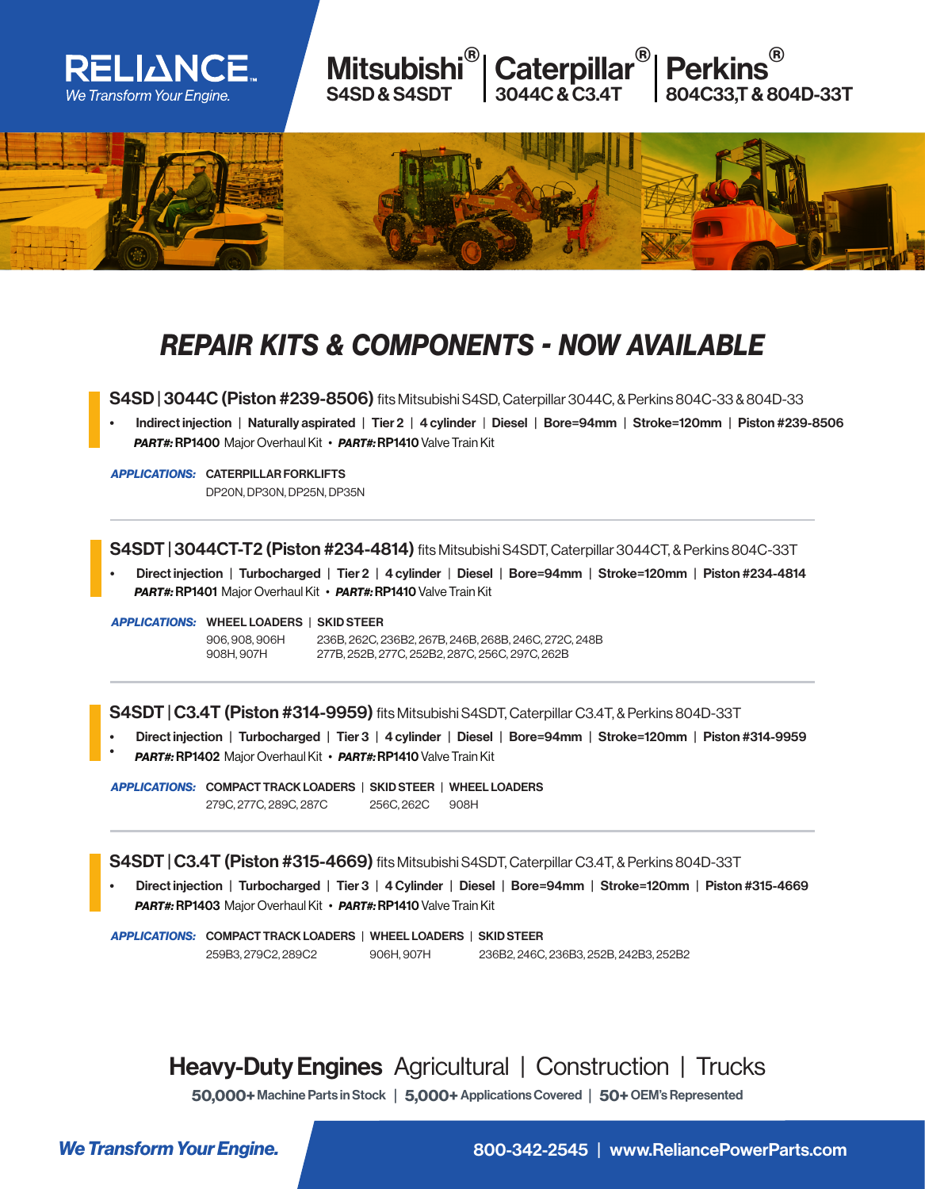RELIANCE
We Transform Your Engine.

**Mitsubishi® S4SD & S4SDT | Caterpillar® 3044C & C3.4T | Perkins® 804C33,T & 804D-33T**

# REPAIR KITS & COMPONENTS - NOW AVAILABLE

## S4SD | 3044C (Piston #239-8506) fits Mitsubishi S4SD, Caterpillar 3044C, & Perkins 804C-33 & 804D-33

- **Indirect injection | Naturally aspirated | Tier 2 | 4 cylinder | Diesel | Bore=94mm | Stroke=120mm | Piston #239-8506**

***PART#:*** **RP1400** Major Overhaul Kit • ***PART#:*** **RP1410** Valve Train Kit

***APPLICATIONS:*** **CATERPILLAR FORKLIFTS**

DP20N, DP30N, DP25N, DP35N

---

## S4SDT | 3044CT-T2 (Piston #234-4814) fits Mitsubishi S4SDT, Caterpillar 3044CT, & Perkins 804C-33T

- **Direct injection | Turbocharged | Tier 2 | 4 cylinder | Diesel | Bore=94mm | Stroke=120mm | Piston #234-4814**

***PART#:*** **RP1401** Major Overhaul Kit • ***PART#:*** **RP1410** Valve Train Kit

***APPLICATIONS:***

| WHEEL LOADERS | SKID STEER |
|---|---|
| 906, 908, 906H 908H, 907H | 236B, 262C, 236B2, 267B, 246B, 268B, 246C, 272C, 248B 277B, 252B, 277C, 252B2, 287C, 256C, 297C, 262B |

---

## S4SDT | C3.4T (Piston #314-9959) fits Mitsubishi S4SDT, Caterpillar C3.4T, & Perkins 804D-33T

- **Direct injection | Turbocharged | Tier 3 | 4 cylinder | Diesel | Bore=94mm | Stroke=120mm | Piston #314-9959**

***PART#:*** **RP1402** Major Overhaul Kit • ***PART#:*** **RP1410** Valve Train Kit

***APPLICATIONS:***

| COMPACT TRACK LOADERS | SKID STEER | WHEEL LOADERS |
|---|---|---|
| 279C, 277C, 289C, 287C | 256C, 262C | 908H |

---

## S4SDT | C3.4T (Piston #315-4669) fits Mitsubishi S4SDT, Caterpillar C3.4T, & Perkins 804D-33T

- **Direct injection | Turbocharged | Tier 3 | 4 Cylinder | Diesel | Bore=94mm | Stroke=120mm | Piston #315-4669**

***PART#:*** **RP1403** Major Overhaul Kit • ***PART#:*** **RP1410** Valve Train Kit

***APPLICATIONS:***

| COMPACT TRACK LOADERS | WHEEL LOADERS | SKID STEER |
|---|---|---|
| 259B3, 279C2, 289C2 | 906H, 907H | 236B2, 246C, 236B3, 252B, 242B3, 252B2 |

---

**Heavy-Duty Engines** Agricultural | Construction | Trucks

**50,000+** Machine Parts in Stock | **5,000+** Applications Covered | **50+** OEM's Represented

***We Transform Your Engine.***

**800-342-2545 | www.ReliancePowerParts.com**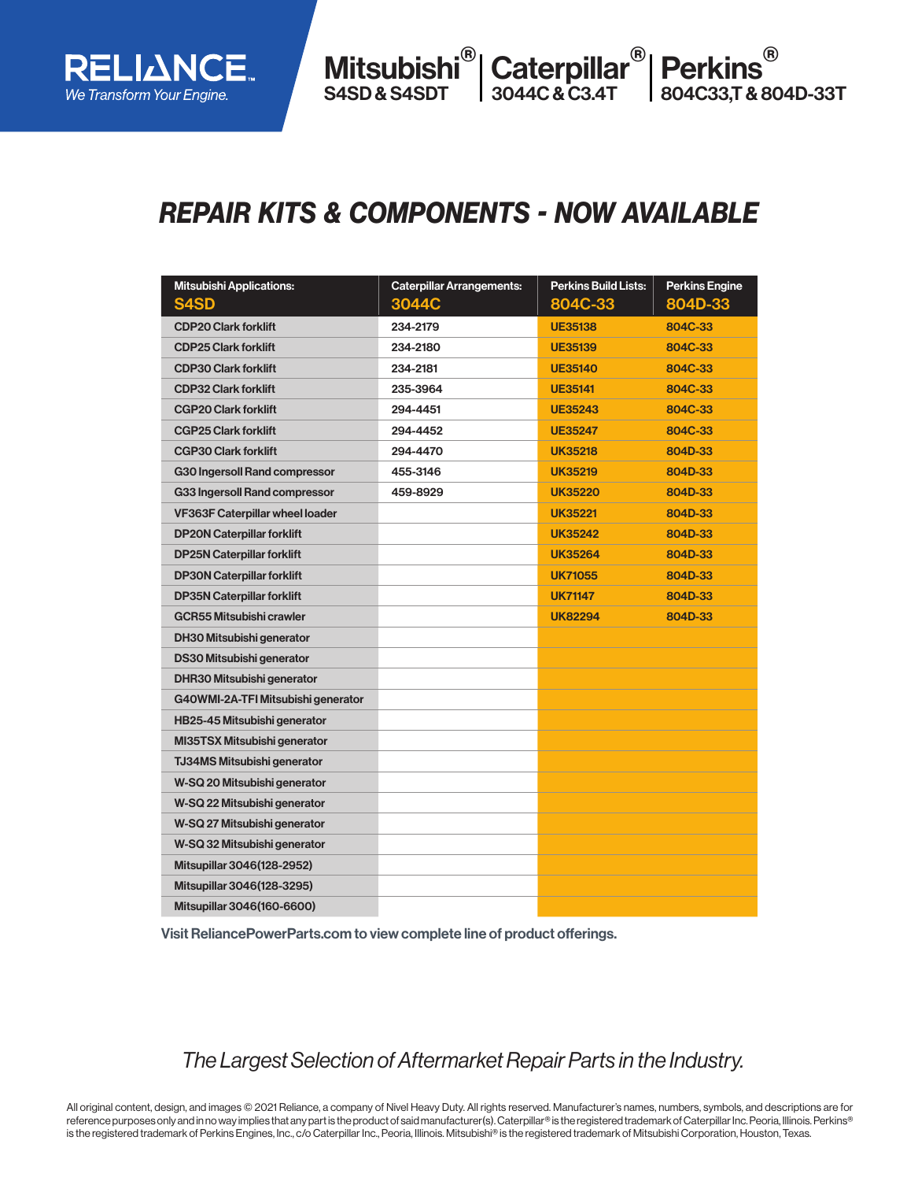RELIANCE™ *We Transform Your Engine.*

**Mitsubishi®** S4SD & S4SDT | **Caterpillar®** 3044C & C3.4T | **Perkins®** 804C33,T & 804D-33T

# *REPAIR KITS & COMPONENTS - NOW AVAILABLE*

| Mitsubishi Applications: S4SD | Caterpillar Arrangements: 3044C | Perkins Build Lists: 804C-33 | Perkins Engine 804D-33 |
|---|---|---|---|
| CDP20 Clark forklift | 234-2179 | UE35138 | 804C-33 |
| CDP25 Clark forklift | 234-2180 | UE35139 | 804C-33 |
| CDP30 Clark forklift | 234-2181 | UE35140 | 804C-33 |
| CDP32 Clark forklift | 235-3964 | UE35141 | 804C-33 |
| CGP20 Clark forklift | 294-4451 | UE35243 | 804C-33 |
| CGP25 Clark forklift | 294-4452 | UE35247 | 804C-33 |
| CGP30 Clark forklift | 294-4470 | UK35218 | 804D-33 |
| G30 Ingersoll Rand compressor | 455-3146 | UK35219 | 804D-33 |
| G33 Ingersoll Rand compressor | 459-8929 | UK35220 | 804D-33 |
| VF363F Caterpillar wheel loader | | UK35221 | 804D-33 |
| DP20N Caterpillar forklift | | UK35242 | 804D-33 |
| DP25N Caterpillar forklift | | UK35264 | 804D-33 |
| DP30N Caterpillar forklift | | UK71055 | 804D-33 |
| DP35N Caterpillar forklift | | UK71147 | 804D-33 |
| GCR55 Mitsubishi crawler | | UK82294 | 804D-33 |
| DH30 Mitsubishi generator | | | |
| DS30 Mitsubishi generator | | | |
| DHR30 Mitsubishi generator | | | |
| G40WMI-2A-TFI Mitsubishi generator | | | |
| HB25-45 Mitsubishi generator | | | |
| MI35TSX Mitsubishi generator | | | |
| TJ34MS Mitsubishi generator | | | |
| W-SQ 20 Mitsubishi generator | | | |
| W-SQ 22 Mitsubishi generator | | | |
| W-SQ 27 Mitsubishi generator | | | |
| W-SQ 32 Mitsubishi generator | | | |
| Mitsupillar 3046(128-2952) | | | |
| Mitsupillar 3046(128-3295) | | | |
| Mitsupillar 3046(160-6600) | | | |

Visit ReliancePowerParts.com to view complete line of product offerings.

*The Largest Selection of Aftermarket Repair Parts in the Industry.*

All original content, design, and images © 2021 Reliance, a company of Nivel Heavy Duty. All rights reserved. Manufacturer's names, numbers, symbols, and descriptions are for reference purposes only and in no way implies that any part is the product of said manufacturer(s). Caterpillar® is the registered trademark of Caterpillar Inc. Peoria, Illinois. Perkins® is the registered trademark of Perkins Engines, Inc., c/o Caterpillar Inc., Peoria, Illinois. Mitsubishi® is the registered trademark of Mitsubishi Corporation, Houston, Texas.